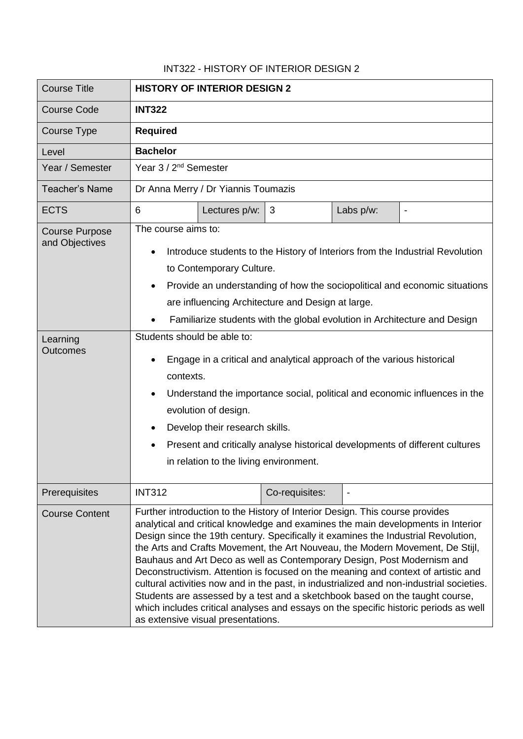# INT322 - HISTORY OF INTERIOR DESIGN 2

| Course Title | **HISTORY OF INTERIOR DESIGN 2** | | | | |
|---|---|---|---|---|---|
| Course Code | **INT322** | | | | |
| Course Type | **Required** | | | | |
| Level | **Bachelor** | | | | |
| Year / Semester | Year 3 / 2nd Semester | | | | |
| Teacher's Name | Dr Anna Merry / Dr Yiannis Toumazis | | | | |
| ECTS | 6 | Lectures p/w: | 3 | Labs p/w: | - |
| Course Purpose and Objectives | The course aims to:<br>• Introduce students to the History of Interiors from the Industrial Revolution to Contemporary Culture.<br>• Provide an understanding of how the sociopolitical and economic situations are influencing Architecture and Design at large.<br>• Familiarize students with the global evolution in Architecture and Design | | | | |
| Learning Outcomes | Students should be able to:<br>• Engage in a critical and analytical approach of the various historical contexts.<br>• Understand the importance social, political and economic influences in the evolution of design.<br>• Develop their research skills.<br>• Present and critically analyse historical developments of different cultures in relation to the living environment. | | | | |
| Prerequisites | INT312 | | Co-requisites: | - | |
| Course Content | Further introduction to the History of Interior Design. This course provides analytical and critical knowledge and examines the main developments in Interior Design since the 19th century. Specifically it examines the Industrial Revolution, the Arts and Crafts Movement, the Art Nouveau, the Modern Movement, De Stijl, Bauhaus and Art Deco as well as Contemporary Design, Post Modernism and Deconstructivism. Attention is focused on the meaning and context of artistic and cultural activities now and in the past, in industrialized and non-industrial societies. Students are assessed by a test and a sketchbook based on the taught course, which includes critical analyses and essays on the specific historic periods as well as extensive visual presentations. | | | | |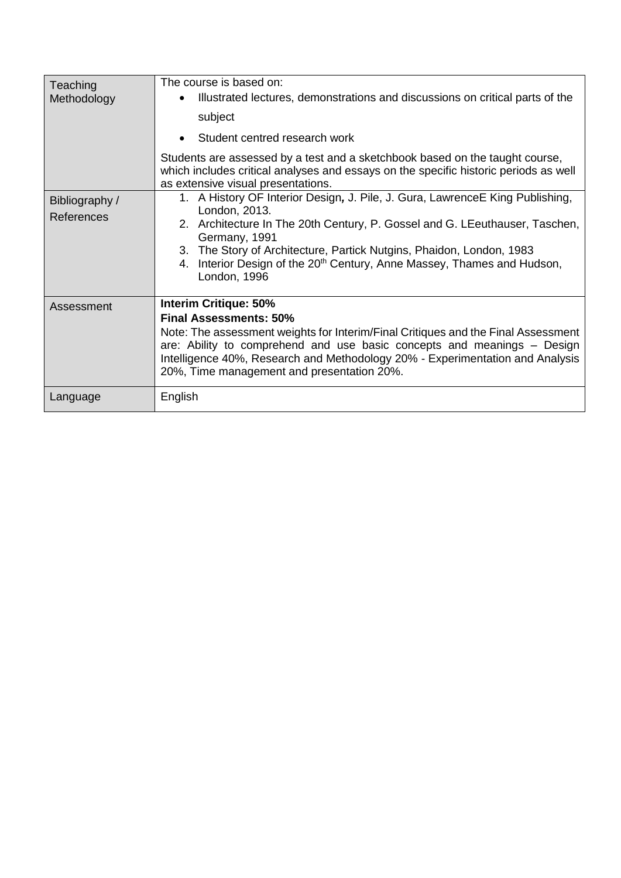| | |
|---|---|
| Teaching Methodology | The course is based on:<br>• Illustrated lectures, demonstrations and discussions on critical parts of the subject<br>• Student centred research work<br><br>Students are assessed by a test and a sketchbook based on the taught course, which includes critical analyses and essays on the specific historic periods as well as extensive visual presentations. |
| Bibliography / References | 1. A History OF Interior Design**,** J. Pile, J. Gura, LawrenceE King Publishing, London, 2013.<br>2. Architecture In The 20th Century, P. Gossel and G. LEeuthauser, Taschen, Germany, 1991<br>3. The Story of Architecture, Partick Nutgins, Phaidon, London, 1983<br>4. Interior Design of the 20th Century, Anne Massey, Thames and Hudson, London, 1996 |
| Assessment | **Interim Critique: 50%**<br>**Final Assessments: 50%**<br>Note: The assessment weights for Interim/Final Critiques and the Final Assessment are: Ability to comprehend and use basic concepts and meanings – Design Intelligence 40%, Research and Methodology 20% - Experimentation and Analysis 20%, Time management and presentation 20%. |
| Language | English |